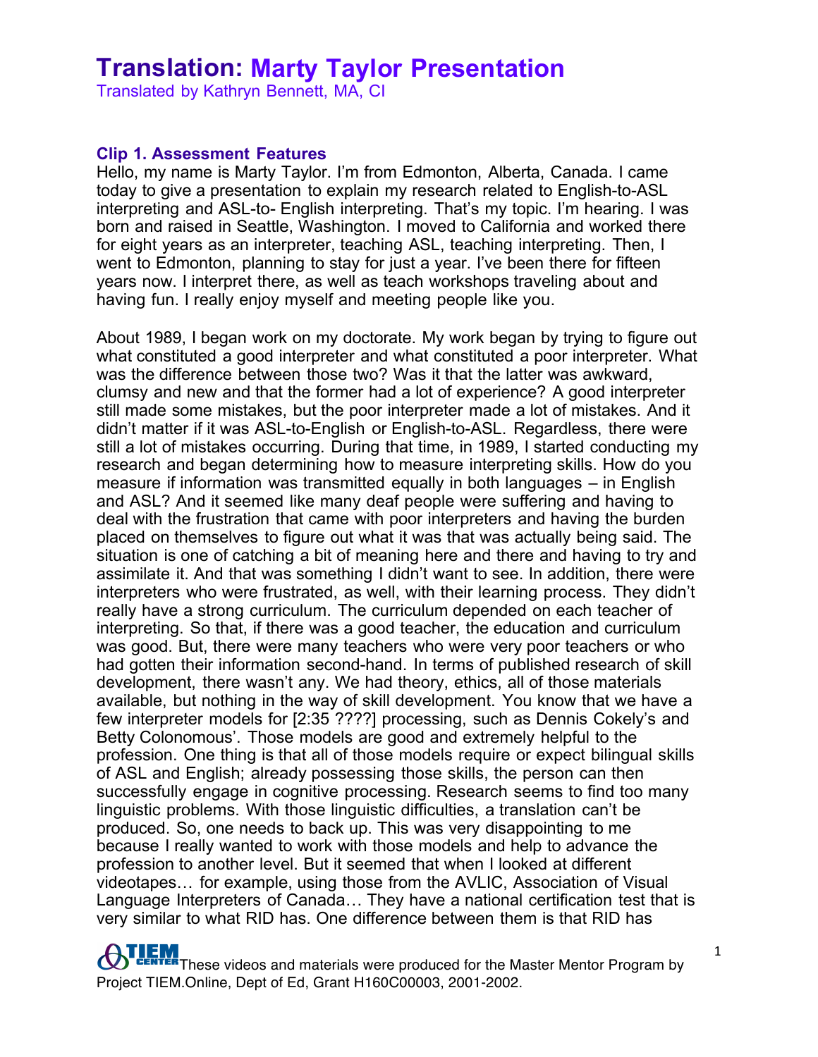# Translation: Marty Taylor Presentation

Translated by Kathryn Bennett, MA, CI

### Clip 1. Assessment Features

Hello, my name is Marty Taylor. I'm from Edmonton, Alberta, Canada. I came today to give a presentation to explain my research related to English-to-ASL interpreting and ASL-to- English interpreting. That's my topic. I'm hearing. I was born and raised in Seattle, Washington. I moved to California and worked there for eight years as an interpreter, teaching ASL, teaching interpreting. Then, I went to Edmonton, planning to stay for just a year. I've been there for fifteen years now. I interpret there, as well as teach workshops traveling about and having fun. I really enjoy myself and meeting people like you.

About 1989, I began work on my doctorate. My work began by trying to figure out what constituted a good interpreter and what constituted a poor interpreter. What was the difference between those two? Was it that the latter was awkward, clumsy and new and that the former had a lot of experience? A good interpreter still made some mistakes, but the poor interpreter made a lot of mistakes. And it didn't matter if it was ASL-to-English or English-to-ASL. Regardless, there were still a lot of mistakes occurring. During that time, in 1989, I started conducting my research and began determining how to measure interpreting skills. How do you measure if information was transmitted equally in both languages – in English and ASL? And it seemed like many deaf people were suffering and having to deal with the frustration that came with poor interpreters and having the burden placed on themselves to figure out what it was that was actually being said. The situation is one of catching a bit of meaning here and there and having to try and assimilate it. And that was something I didn't want to see. In addition, there were interpreters who were frustrated, as well, with their learning process. They didn't really have a strong curriculum. The curriculum depended on each teacher of interpreting. So that, if there was a good teacher, the education and curriculum was good. But, there were many teachers who were very poor teachers or who had gotten their information second-hand. In terms of published research of skill development, there wasn't any. We had theory, ethics, all of those materials available, but nothing in the way of skill development. You know that we have a few interpreter models for [2:35 ????] processing, such as Dennis Cokely's and Betty Colonomous'. Those models are good and extremely helpful to the profession. One thing is that all of those models require or expect bilingual skills of ASL and English; already possessing those skills, the person can then successfully engage in cognitive processing. Research seems to find too many linguistic problems. With those linguistic difficulties, a translation can't be produced. So, one needs to back up. This was very disappointing to me because I really wanted to work with those models and help to advance the profession to another level. But it seemed that when I looked at different videotapes… for example, using those from the AVLIC, Association of Visual Language Interpreters of Canada… They have a national certification test that is very similar to what RID has. One difference between them is that RID has

These videos and materials were produced for the Master Mentor Program by Project TIEM.Online, Dept of Ed, Grant H160C00003, 2001-2002.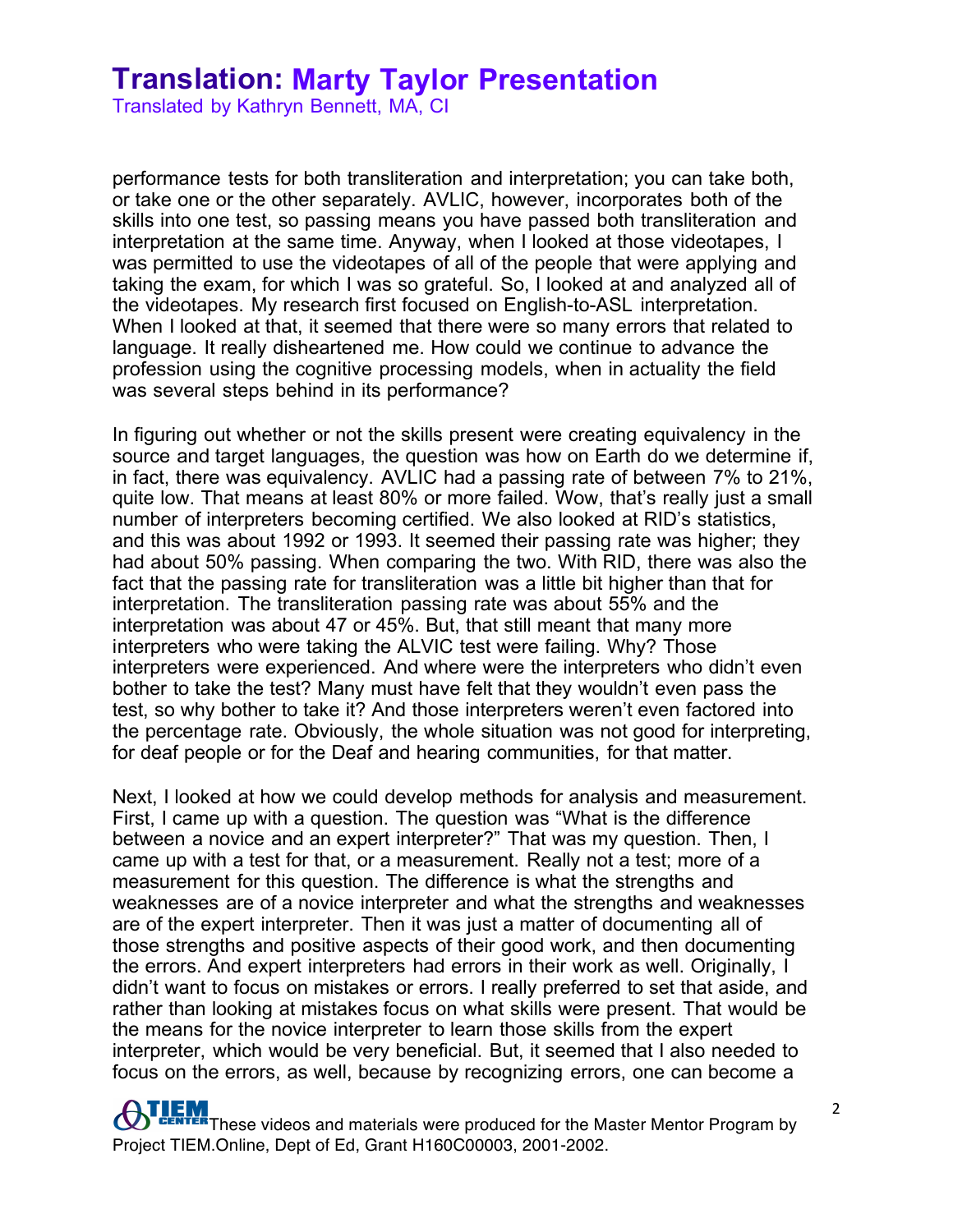performance tests for both transliteration and interpretation; you can take both, or take one or the other separately. AVLIC, however, incorporates both of the skills into one test, so passing means you have passed both transliteration and interpretation at the same time. Anyway, when I looked at those videotapes, I was permitted to use the videotapes of all of the people that were applying and taking the exam, for which I was so grateful. So, I looked at and analyzed all of the videotapes. My research first focused on English-to-ASL interpretation. When I looked at that, it seemed that there were so many errors that related to language. It really disheartened me. How could we continue to advance the profession using the cognitive processing models, when in actuality the field was several steps behind in its performance?

In figuring out whether or not the skills present were creating equivalency in the source and target languages, the question was how on Earth do we determine if, in fact, there was equivalency. AVLIC had a passing rate of between 7% to 21%, quite low. That means at least 80% or more failed. Wow, that's really just a small number of interpreters becoming certified. We also looked at RID's statistics, and this was about 1992 or 1993. It seemed their passing rate was higher; they had about 50% passing. When comparing the two. With RID, there was also the fact that the passing rate for transliteration was a little bit higher than that for interpretation. The transliteration passing rate was about 55% and the interpretation was about 47 or 45%. But, that still meant that many more interpreters who were taking the ALVIC test were failing. Why? Those interpreters were experienced. And where were the interpreters who didn't even bother to take the test? Many must have felt that they wouldn't even pass the test, so why bother to take it? And those interpreters weren't even factored into the percentage rate. Obviously, the whole situation was not good for interpreting, for deaf people or for the Deaf and hearing communities, for that matter.

Next, I looked at how we could develop methods for analysis and measurement. First, I came up with a question. The question was "What is the difference between a novice and an expert interpreter?" That was my question. Then, I came up with a test for that, or a measurement. Really not a test; more of a measurement for this question. The difference is what the strengths and weaknesses are of a novice interpreter and what the strengths and weaknesses are of the expert interpreter. Then it was just a matter of documenting all of those strengths and positive aspects of their good work, and then documenting the errors. And expert interpreters had errors in their work as well. Originally, I didn't want to focus on mistakes or errors. I really preferred to set that aside, and rather than looking at mistakes focus on what skills were present. That would be the means for the novice interpreter to learn those skills from the expert interpreter, which would be very beneficial. But, it seemed that I also needed to focus on the errors, as well, because by recognizing errors, one can become a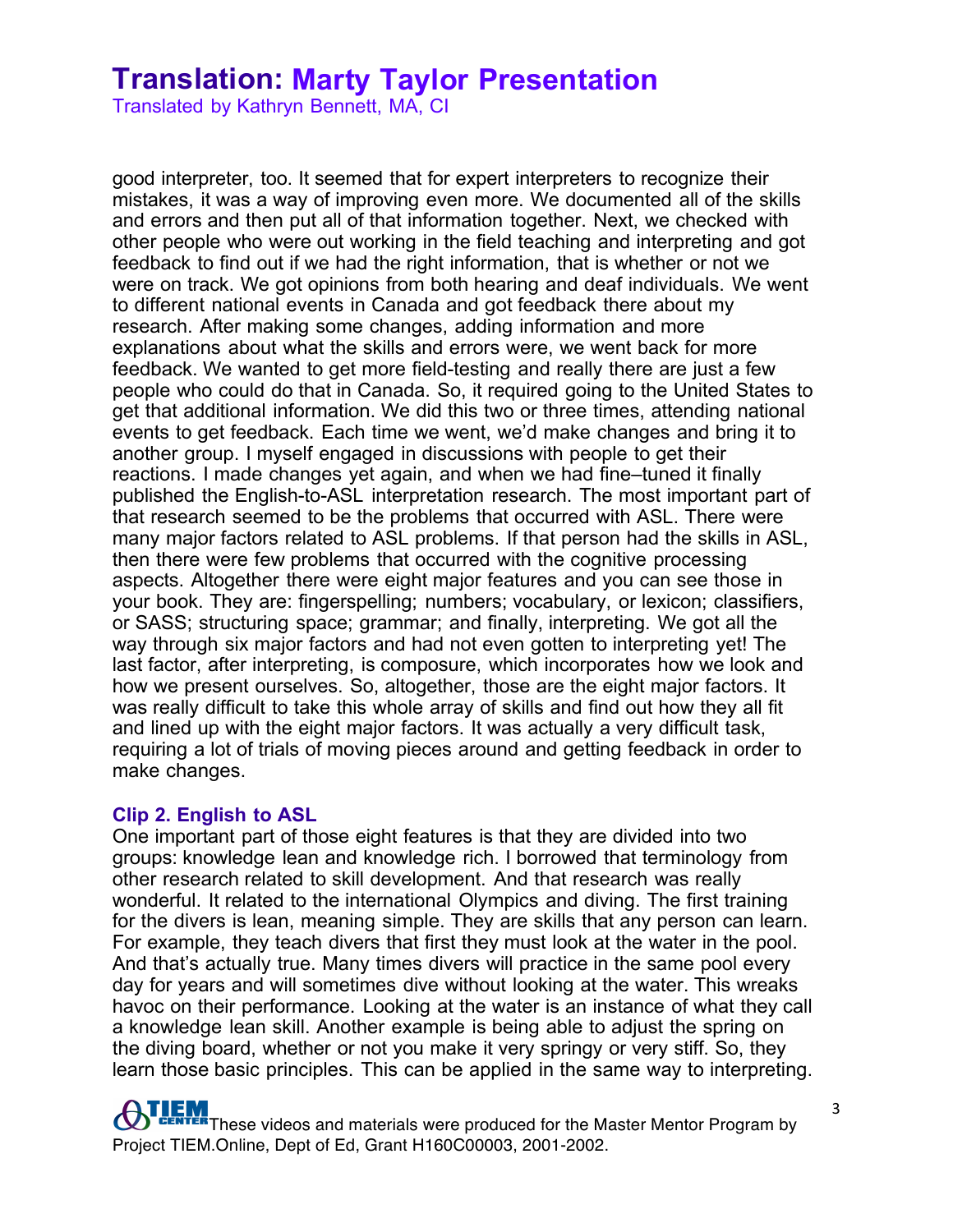good interpreter, too. It seemed that for expert interpreters to recognize their mistakes, it was a way of improving even more. We documented all of the skills and errors and then put all of that information together. Next, we checked with other people who were out working in the field teaching and interpreting and got feedback to find out if we had the right information, that is whether or not we were on track. We got opinions from both hearing and deaf individuals. We went to different national events in Canada and got feedback there about my research. After making some changes, adding information and more explanations about what the skills and errors were, we went back for more feedback. We wanted to get more field-testing and really there are just a few people who could do that in Canada. So, it required going to the United States to get that additional information. We did this two or three times, attending national events to get feedback. Each time we went, we'd make changes and bring it to another group. I myself engaged in discussions with people to get their reactions. I made changes yet again, and when we had fine–tuned it finally published the English-to-ASL interpretation research. The most important part of that research seemed to be the problems that occurred with ASL. There were many major factors related to ASL problems. If that person had the skills in ASL, then there were few problems that occurred with the cognitive processing aspects. Altogether there were eight major features and you can see those in your book. They are: fingerspelling; numbers; vocabulary, or lexicon; classifiers, or SASS; structuring space; grammar; and finally, interpreting. We got all the way through six major factors and had not even gotten to interpreting yet! The last factor, after interpreting, is composure, which incorporates how we look and how we present ourselves. So, altogether, those are the eight major factors. It was really difficult to take this whole array of skills and find out how they all fit and lined up with the eight major factors. It was actually a very difficult task, requiring a lot of trials of moving pieces around and getting feedback in order to make changes.

### Clip 2. English to ASL

One important part of those eight features is that they are divided into two groups: knowledge lean and knowledge rich. I borrowed that terminology from other research related to skill development. And that research was really wonderful. It related to the international Olympics and diving. The first training for the divers is lean, meaning simple. They are skills that any person can learn. For example, they teach divers that first they must look at the water in the pool. And that's actually true. Many times divers will practice in the same pool every day for years and will sometimes dive without looking at the water. This wreaks havoc on their performance. Looking at the water is an instance of what they call a knowledge lean skill. Another example is being able to adjust the spring on the diving board, whether or not you make it very springy or very stiff. So, they learn those basic principles. This can be applied in the same way to interpreting.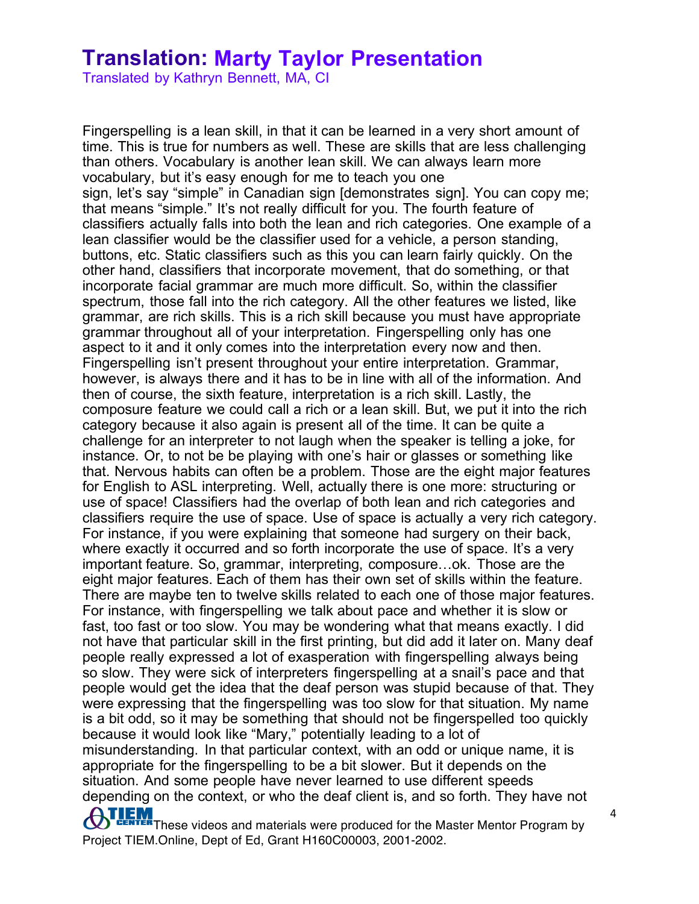# Translation: Marty Taylor Presentation

Translated by Kathryn Bennett, MA, CI

Fingerspelling is a lean skill, in that it can be learned in a very short amount of time. This is true for numbers as well. These are skills that are less challenging than others. Vocabulary is another lean skill. We can always learn more vocabulary, but it's easy enough for me to teach you one sign, let's say "simple" in Canadian sign [demonstrates sign]. You can copy me; that means "simple." It's not really difficult for you. The fourth feature of classifiers actually falls into both the lean and rich categories. One example of a lean classifier would be the classifier used for a vehicle, a person standing, buttons, etc. Static classifiers such as this you can learn fairly quickly. On the other hand, classifiers that incorporate movement, that do something, or that incorporate facial grammar are much more difficult. So, within the classifier spectrum, those fall into the rich category. All the other features we listed, like grammar, are rich skills. This is a rich skill because you must have appropriate grammar throughout all of your interpretation. Fingerspelling only has one aspect to it and it only comes into the interpretation every now and then. Fingerspelling isn't present throughout your entire interpretation. Grammar, however, is always there and it has to be in line with all of the information. And then of course, the sixth feature, interpretation is a rich skill. Lastly, the composure feature we could call a rich or a lean skill. But, we put it into the rich category because it also again is present all of the time. It can be quite a challenge for an interpreter to not laugh when the speaker is telling a joke, for instance. Or, to not be be playing with one's hair or glasses or something like that. Nervous habits can often be a problem. Those are the eight major features for English to ASL interpreting. Well, actually there is one more: structuring or use of space! Classifiers had the overlap of both lean and rich categories and classifiers require the use of space. Use of space is actually a very rich category. For instance, if you were explaining that someone had surgery on their back, where exactly it occurred and so forth incorporate the use of space. It's a very important feature. So, grammar, interpreting, composure…ok. Those are the eight major features. Each of them has their own set of skills within the feature. There are maybe ten to twelve skills related to each one of those major features. For instance, with fingerspelling we talk about pace and whether it is slow or fast, too fast or too slow. You may be wondering what that means exactly. I did not have that particular skill in the first printing, but did add it later on. Many deaf people really expressed a lot of exasperation with fingerspelling always being so slow. They were sick of interpreters fingerspelling at a snail's pace and that people would get the idea that the deaf person was stupid because of that. They were expressing that the fingerspelling was too slow for that situation. My name is a bit odd, so it may be something that should not be fingerspelled too quickly because it would look like "Mary," potentially leading to a lot of misunderstanding. In that particular context, with an odd or unique name, it is appropriate for the fingerspelling to be a bit slower. But it depends on the situation. And some people have never learned to use different speeds depending on the context, or who the deaf client is, and so forth. They have not

These videos and materials were produced for the Master Mentor Program by Project TIEM.Online, Dept of Ed, Grant H160C00003, 2001-2002.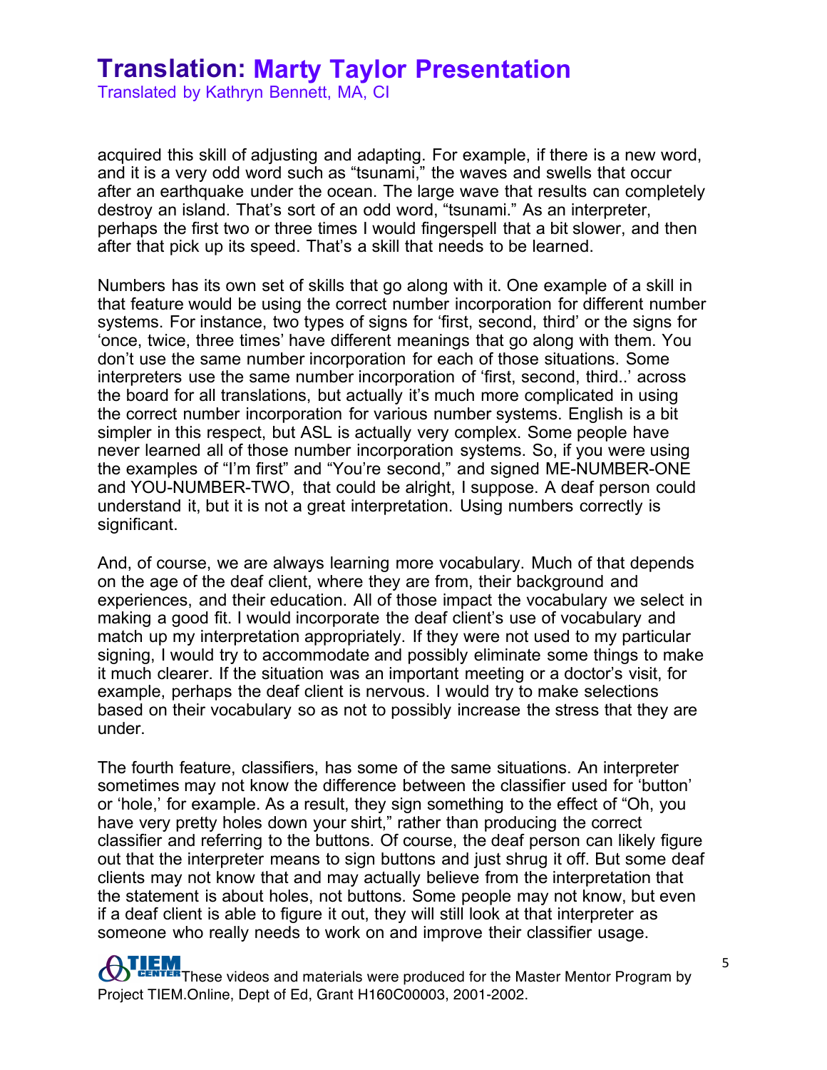acquired this skill of adjusting and adapting. For example, if there is a new word, and it is a very odd word such as “tsunami,” the waves and swells that occur after an earthquake under the ocean. The large wave that results can completely destroy an island. That’s sort of an odd word, “tsunami.” As an interpreter, perhaps the first two or three times I would fingerspell that a bit slower, and then after that pick up its speed. That’s a skill that needs to be learned.

Numbers has its own set of skills that go along with it. One example of a skill in that feature would be using the correct number incorporation for different number systems. For instance, two types of signs for ‘first, second, third’ or the signs for ‘once, twice, three times’ have different meanings that go along with them. You don’t use the same number incorporation for each of those situations. Some interpreters use the same number incorporation of ‘first, second, third..’ across the board for all translations, but actually it’s much more complicated in using the correct number incorporation for various number systems. English is a bit simpler in this respect, but ASL is actually very complex. Some people have never learned all of those number incorporation systems. So, if you were using the examples of “I’m first” and “You’re second,” and signed ME-NUMBER-ONE and YOU-NUMBER-TWO, that could be alright, I suppose. A deaf person could understand it, but it is not a great interpretation. Using numbers correctly is significant.

And, of course, we are always learning more vocabulary. Much of that depends on the age of the deaf client, where they are from, their background and experiences, and their education. All of those impact the vocabulary we select in making a good fit. I would incorporate the deaf client’s use of vocabulary and match up my interpretation appropriately. If they were not used to my particular signing, I would try to accommodate and possibly eliminate some things to make it much clearer. If the situation was an important meeting or a doctor’s visit, for example, perhaps the deaf client is nervous. I would try to make selections based on their vocabulary so as not to possibly increase the stress that they are under.

The fourth feature, classifiers, has some of the same situations. An interpreter sometimes may not know the difference between the classifier used for ‘button’ or ‘hole,’ for example. As a result, they sign something to the effect of “Oh, you have very pretty holes down your shirt,” rather than producing the correct classifier and referring to the buttons. Of course, the deaf person can likely figure out that the interpreter means to sign buttons and just shrug it off. But some deaf clients may not know that and may actually believe from the interpretation that the statement is about holes, not buttons. Some people may not know, but even if a deaf client is able to figure it out, they will still look at that interpreter as someone who really needs to work on and improve their classifier usage.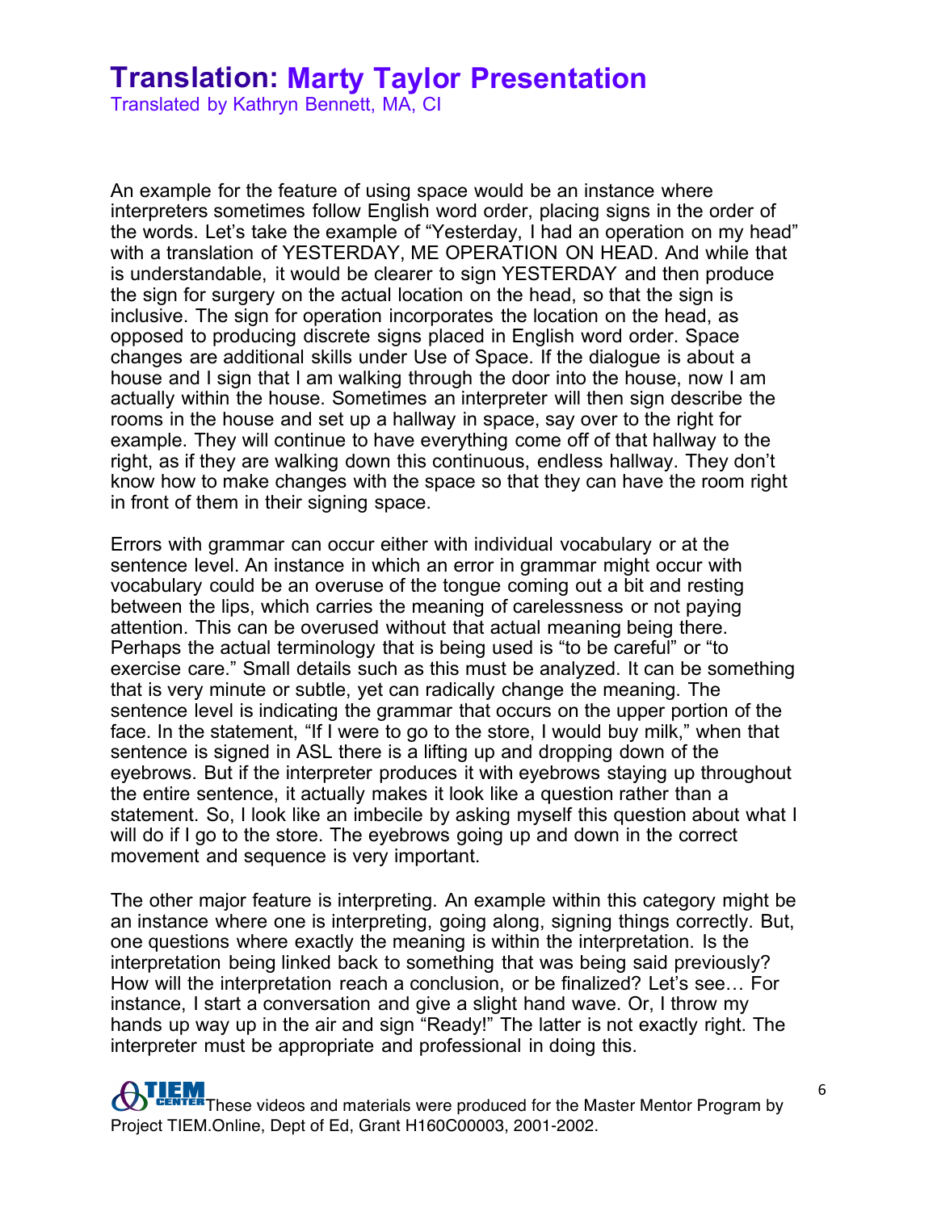# Translation: Marty Taylor Presentation

Translated by Kathryn Bennett, MA, CI

An example for the feature of using space would be an instance where interpreters sometimes follow English word order, placing signs in the order of the words. Let's take the example of "Yesterday, I had an operation on my head" with a translation of YESTERDAY, ME OPERATION ON HEAD. And while that is understandable, it would be clearer to sign YESTERDAY and then produce the sign for surgery on the actual location on the head, so that the sign is inclusive. The sign for operation incorporates the location on the head, as opposed to producing discrete signs placed in English word order. Space changes are additional skills under Use of Space. If the dialogue is about a house and I sign that I am walking through the door into the house, now I am actually within the house. Sometimes an interpreter will then sign describe the rooms in the house and set up a hallway in space, say over to the right for example. They will continue to have everything come off of that hallway to the right, as if they are walking down this continuous, endless hallway. They don't know how to make changes with the space so that they can have the room right in front of them in their signing space.

Errors with grammar can occur either with individual vocabulary or at the sentence level. An instance in which an error in grammar might occur with vocabulary could be an overuse of the tongue coming out a bit and resting between the lips, which carries the meaning of carelessness or not paying attention. This can be overused without that actual meaning being there. Perhaps the actual terminology that is being used is "to be careful" or "to exercise care." Small details such as this must be analyzed. It can be something that is very minute or subtle, yet can radically change the meaning. The sentence level is indicating the grammar that occurs on the upper portion of the face. In the statement, "If I were to go to the store, I would buy milk," when that sentence is signed in ASL there is a lifting up and dropping down of the eyebrows. But if the interpreter produces it with eyebrows staying up throughout the entire sentence, it actually makes it look like a question rather than a statement. So, I look like an imbecile by asking myself this question about what I will do if I go to the store. The eyebrows going up and down in the correct movement and sequence is very important.

The other major feature is interpreting. An example within this category might be an instance where one is interpreting, going along, signing things correctly. But, one questions where exactly the meaning is within the interpretation. Is the interpretation being linked back to something that was being said previously? How will the interpretation reach a conclusion, or be finalized? Let's see… For instance, I start a conversation and give a slight hand wave. Or, I throw my hands up way up in the air and sign "Ready!" The latter is not exactly right. The interpreter must be appropriate and professional in doing this.

These videos and materials were produced for the Master Mentor Program by Project TIEM.Online, Dept of Ed, Grant H160C00003, 2001-2002.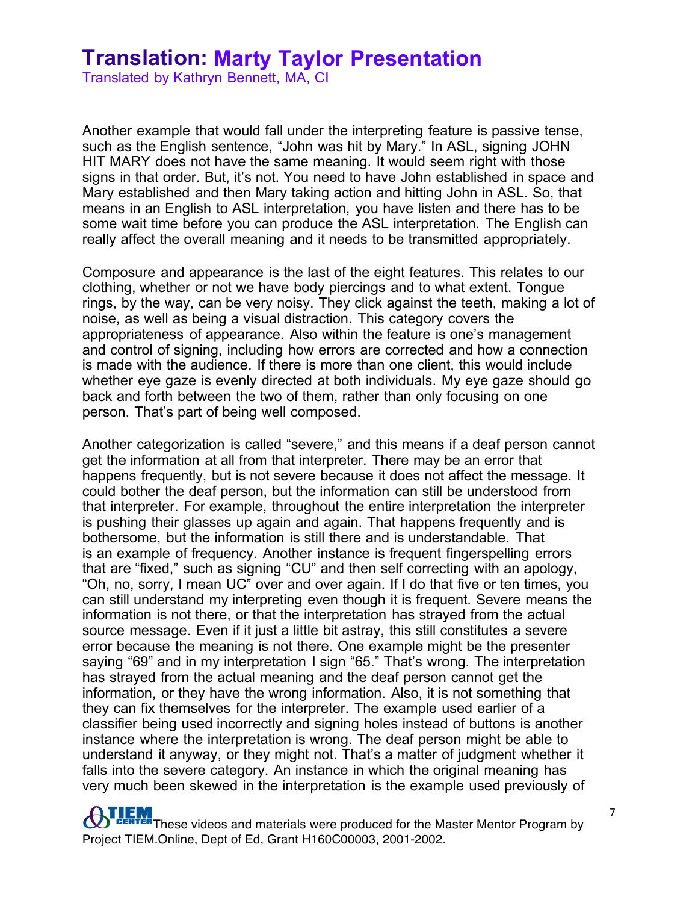# Translation: Marty Taylor Presentation

Translated by Kathryn Bennett, MA, CI

Another example that would fall under the interpreting feature is passive tense, such as the English sentence, "John was hit by Mary." In ASL, signing JOHN HIT MARY does not have the same meaning. It would seem right with those signs in that order. But, it's not. You need to have John established in space and Mary established and then Mary taking action and hitting John in ASL. So, that means in an English to ASL interpretation, you have listen and there has to be some wait time before you can produce the ASL interpretation. The English can really affect the overall meaning and it needs to be transmitted appropriately.

Composure and appearance is the last of the eight features. This relates to our clothing, whether or not we have body piercings and to what extent. Tongue rings, by the way, can be very noisy. They click against the teeth, making a lot of noise, as well as being a visual distraction. This category covers the appropriateness of appearance. Also within the feature is one's management and control of signing, including how errors are corrected and how a connection is made with the audience. If there is more than one client, this would include whether eye gaze is evenly directed at both individuals. My eye gaze should go back and forth between the two of them, rather than only focusing on one person. That's part of being well composed.

Another categorization is called "severe," and this means if a deaf person cannot get the information at all from that interpreter. There may be an error that happens frequently, but is not severe because it does not affect the message. It could bother the deaf person, but the information can still be understood from that interpreter. For example, throughout the entire interpretation the interpreter is pushing their glasses up again and again. That happens frequently and is bothersome, but the information is still there and is understandable. That is an example of frequency. Another instance is frequent fingerspelling errors that are "fixed," such as signing "CU" and then self correcting with an apology, "Oh, no, sorry, I mean UC" over and over again. If I do that five or ten times, you can still understand my interpreting even though it is frequent. Severe means the information is not there, or that the interpretation has strayed from the actual source message. Even if it just a little bit astray, this still constitutes a severe error because the meaning is not there. One example might be the presenter saying "69" and in my interpretation I sign "65." That's wrong. The interpretation has strayed from the actual meaning and the deaf person cannot get the information, or they have the wrong information. Also, it is not something that they can fix themselves for the interpreter. The example used earlier of a classifier being used incorrectly and signing holes instead of buttons is another instance where the interpretation is wrong. The deaf person might be able to understand it anyway, or they might not. That's a matter of judgment whether it falls into the severe category. An instance in which the original meaning has very much been skewed in the interpretation is the example used previously of

These videos and materials were produced for the Master Mentor Program by Project TIEM.Online, Dept of Ed, Grant H160C00003, 2001-2002.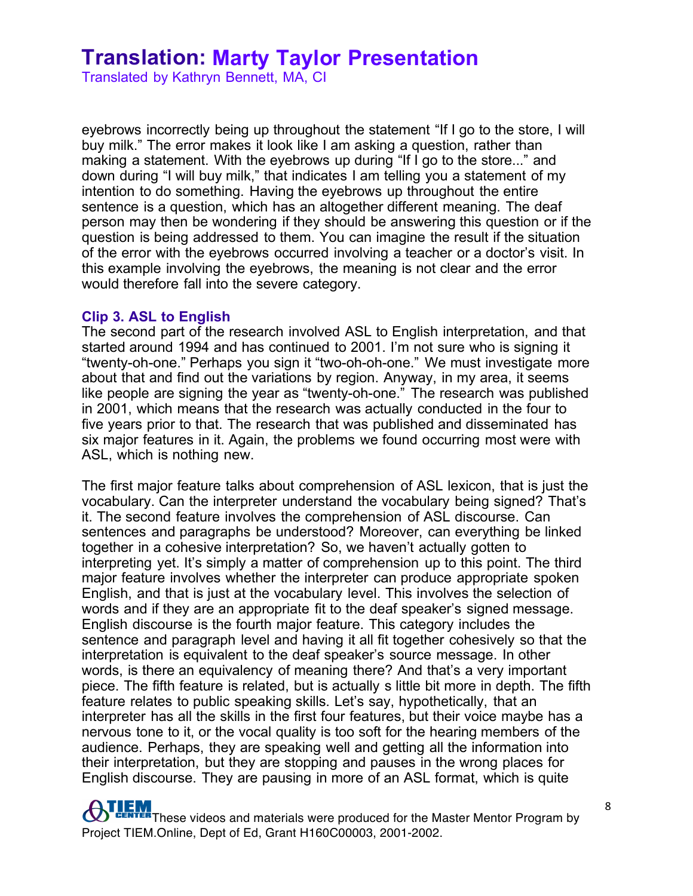eyebrows incorrectly being up throughout the statement “If I go to the store, I will buy milk.” The error makes it look like I am asking a question, rather than making a statement. With the eyebrows up during “If I go to the store...” and down during “I will buy milk,” that indicates I am telling you a statement of my intention to do something. Having the eyebrows up throughout the entire sentence is a question, which has an altogether different meaning. The deaf person may then be wondering if they should be answering this question or if the question is being addressed to them. You can imagine the result if the situation of the error with the eyebrows occurred involving a teacher or a doctor’s visit. In this example involving the eyebrows, the meaning is not clear and the error would therefore fall into the severe category.

### Clip 3. ASL to English

The second part of the research involved ASL to English interpretation, and that started around 1994 and has continued to 2001. I’m not sure who is signing it “twenty-oh-one.” Perhaps you sign it “two-oh-oh-one.” We must investigate more about that and find out the variations by region. Anyway, in my area, it seems like people are signing the year as “twenty-oh-one.” The research was published in 2001, which means that the research was actually conducted in the four to five years prior to that. The research that was published and disseminated has six major features in it. Again, the problems we found occurring most were with ASL, which is nothing new.

The first major feature talks about comprehension of ASL lexicon, that is just the vocabulary. Can the interpreter understand the vocabulary being signed? That’s it. The second feature involves the comprehension of ASL discourse. Can sentences and paragraphs be understood? Moreover, can everything be linked together in a cohesive interpretation? So, we haven’t actually gotten to interpreting yet. It’s simply a matter of comprehension up to this point. The third major feature involves whether the interpreter can produce appropriate spoken English, and that is just at the vocabulary level. This involves the selection of words and if they are an appropriate fit to the deaf speaker’s signed message. English discourse is the fourth major feature. This category includes the sentence and paragraph level and having it all fit together cohesively so that the interpretation is equivalent to the deaf speaker’s source message. In other words, is there an equivalency of meaning there? And that’s a very important piece. The fifth feature is related, but is actually s little bit more in depth. The fifth feature relates to public speaking skills. Let’s say, hypothetically, that an interpreter has all the skills in the first four features, but their voice maybe has a nervous tone to it, or the vocal quality is too soft for the hearing members of the audience. Perhaps, they are speaking well and getting all the information into their interpretation, but they are stopping and pauses in the wrong places for English discourse. They are pausing in more of an ASL format, which is quite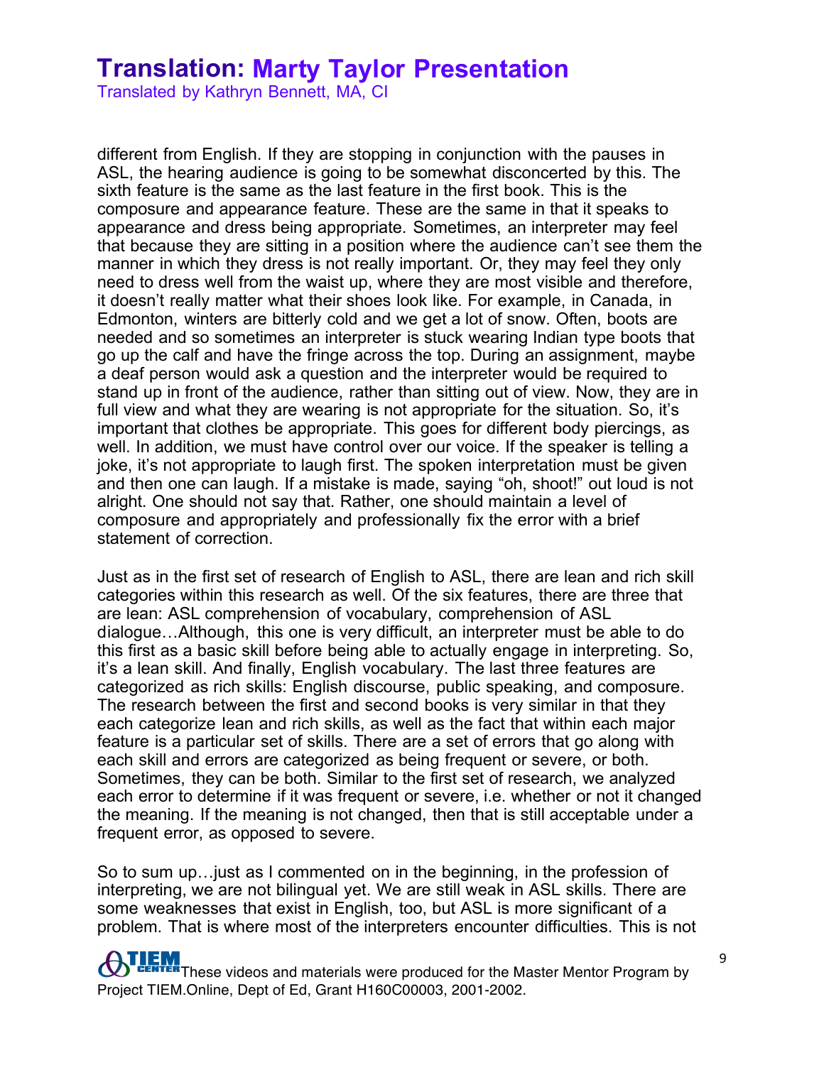different from English. If they are stopping in conjunction with the pauses in ASL, the hearing audience is going to be somewhat disconcerted by this. The sixth feature is the same as the last feature in the first book. This is the composure and appearance feature. These are the same in that it speaks to appearance and dress being appropriate. Sometimes, an interpreter may feel that because they are sitting in a position where the audience can't see them the manner in which they dress is not really important. Or, they may feel they only need to dress well from the waist up, where they are most visible and therefore, it doesn't really matter what their shoes look like. For example, in Canada, in Edmonton, winters are bitterly cold and we get a lot of snow. Often, boots are needed and so sometimes an interpreter is stuck wearing Indian type boots that go up the calf and have the fringe across the top. During an assignment, maybe a deaf person would ask a question and the interpreter would be required to stand up in front of the audience, rather than sitting out of view. Now, they are in full view and what they are wearing is not appropriate for the situation. So, it's important that clothes be appropriate. This goes for different body piercings, as well. In addition, we must have control over our voice. If the speaker is telling a joke, it's not appropriate to laugh first. The spoken interpretation must be given and then one can laugh. If a mistake is made, saying "oh, shoot!" out loud is not alright. One should not say that. Rather, one should maintain a level of composure and appropriately and professionally fix the error with a brief statement of correction.

Just as in the first set of research of English to ASL, there are lean and rich skill categories within this research as well. Of the six features, there are three that are lean: ASL comprehension of vocabulary, comprehension of ASL dialogue…Although, this one is very difficult, an interpreter must be able to do this first as a basic skill before being able to actually engage in interpreting. So, it's a lean skill. And finally, English vocabulary. The last three features are categorized as rich skills: English discourse, public speaking, and composure. The research between the first and second books is very similar in that they each categorize lean and rich skills, as well as the fact that within each major feature is a particular set of skills. There are a set of errors that go along with each skill and errors are categorized as being frequent or severe, or both. Sometimes, they can be both. Similar to the first set of research, we analyzed each error to determine if it was frequent or severe, i.e. whether or not it changed the meaning. If the meaning is not changed, then that is still acceptable under a frequent error, as opposed to severe.

So to sum up…just as I commented on in the beginning, in the profession of interpreting, we are not bilingual yet. We are still weak in ASL skills. There are some weaknesses that exist in English, too, but ASL is more significant of a problem. That is where most of the interpreters encounter difficulties. This is not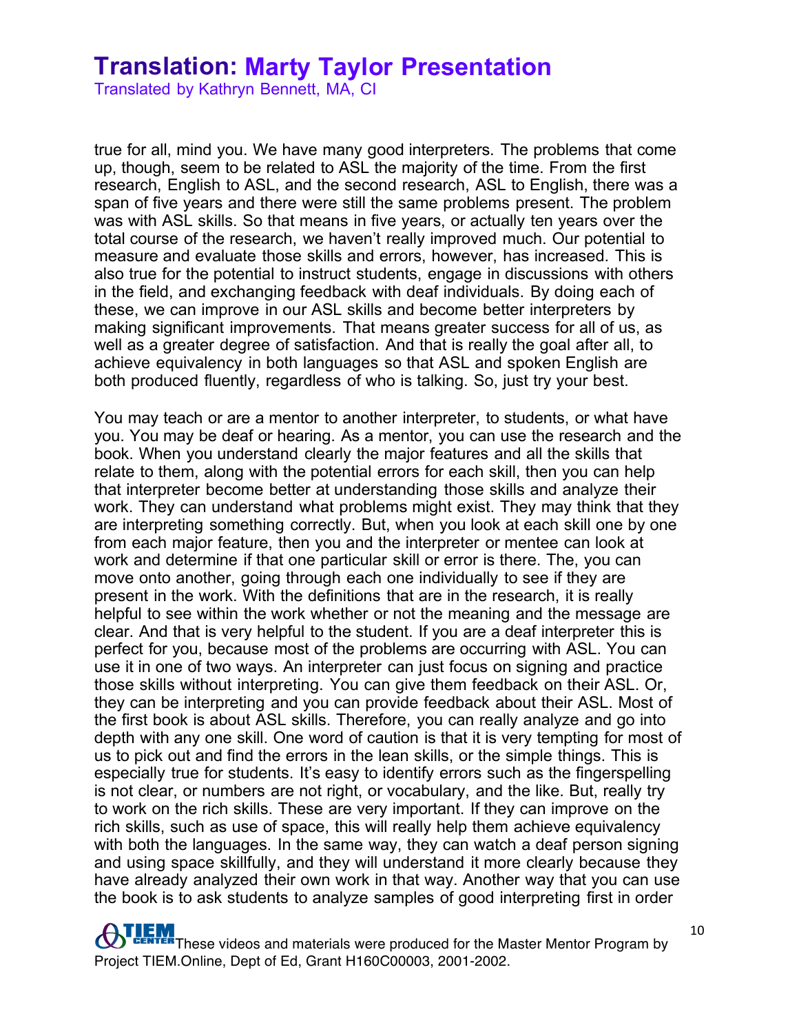true for all, mind you. We have many good interpreters. The problems that come up, though, seem to be related to ASL the majority of the time. From the first research, English to ASL, and the second research, ASL to English, there was a span of five years and there were still the same problems present. The problem was with ASL skills. So that means in five years, or actually ten years over the total course of the research, we haven't really improved much. Our potential to measure and evaluate those skills and errors, however, has increased. This is also true for the potential to instruct students, engage in discussions with others in the field, and exchanging feedback with deaf individuals. By doing each of these, we can improve in our ASL skills and become better interpreters by making significant improvements. That means greater success for all of us, as well as a greater degree of satisfaction. And that is really the goal after all, to achieve equivalency in both languages so that ASL and spoken English are both produced fluently, regardless of who is talking. So, just try your best.

You may teach or are a mentor to another interpreter, to students, or what have you. You may be deaf or hearing. As a mentor, you can use the research and the book. When you understand clearly the major features and all the skills that relate to them, along with the potential errors for each skill, then you can help that interpreter become better at understanding those skills and analyze their work. They can understand what problems might exist. They may think that they are interpreting something correctly. But, when you look at each skill one by one from each major feature, then you and the interpreter or mentee can look at work and determine if that one particular skill or error is there. The, you can move onto another, going through each one individually to see if they are present in the work. With the definitions that are in the research, it is really helpful to see within the work whether or not the meaning and the message are clear. And that is very helpful to the student. If you are a deaf interpreter this is perfect for you, because most of the problems are occurring with ASL. You can use it in one of two ways. An interpreter can just focus on signing and practice those skills without interpreting. You can give them feedback on their ASL. Or, they can be interpreting and you can provide feedback about their ASL. Most of the first book is about ASL skills. Therefore, you can really analyze and go into depth with any one skill. One word of caution is that it is very tempting for most of us to pick out and find the errors in the lean skills, or the simple things. This is especially true for students. It's easy to identify errors such as the fingerspelling is not clear, or numbers are not right, or vocabulary, and the like. But, really try to work on the rich skills. These are very important. If they can improve on the rich skills, such as use of space, this will really help them achieve equivalency with both the languages. In the same way, they can watch a deaf person signing and using space skillfully, and they will understand it more clearly because they have already analyzed their own work in that way. Another way that you can use the book is to ask students to analyze samples of good interpreting first in order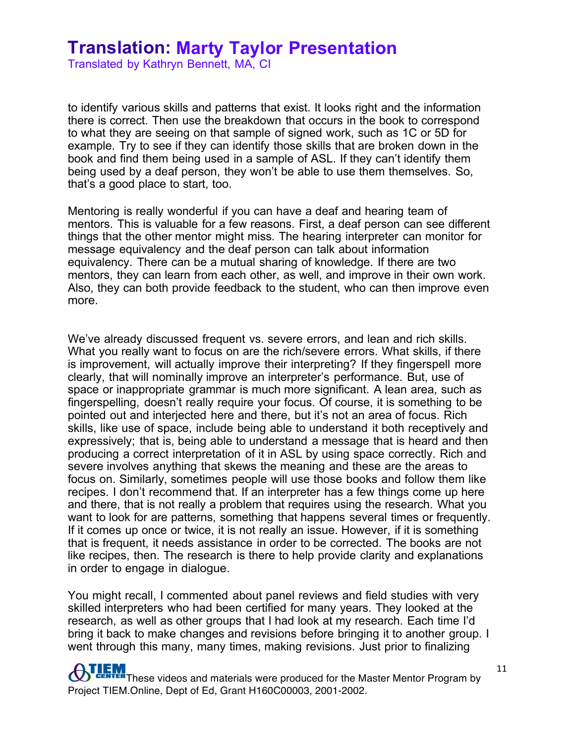to identify various skills and patterns that exist. It looks right and the information there is correct. Then use the breakdown that occurs in the book to correspond to what they are seeing on that sample of signed work, such as 1C or 5D for example. Try to see if they can identify those skills that are broken down in the book and find them being used in a sample of ASL. If they can't identify them being used by a deaf person, they won't be able to use them themselves. So, that's a good place to start, too.

Mentoring is really wonderful if you can have a deaf and hearing team of mentors. This is valuable for a few reasons. First, a deaf person can see different things that the other mentor might miss. The hearing interpreter can monitor for message equivalency and the deaf person can talk about information equivalency. There can be a mutual sharing of knowledge. If there are two mentors, they can learn from each other, as well, and improve in their own work. Also, they can both provide feedback to the student, who can then improve even more.

We've already discussed frequent vs. severe errors, and lean and rich skills. What you really want to focus on are the rich/severe errors. What skills, if there is improvement, will actually improve their interpreting? If they fingerspell more clearly, that will nominally improve an interpreter's performance. But, use of space or inappropriate grammar is much more significant. A lean area, such as fingerspelling, doesn't really require your focus. Of course, it is something to be pointed out and interjected here and there, but it's not an area of focus. Rich skills, like use of space, include being able to understand it both receptively and expressively; that is, being able to understand a message that is heard and then producing a correct interpretation of it in ASL by using space correctly. Rich and severe involves anything that skews the meaning and these are the areas to focus on. Similarly, sometimes people will use those books and follow them like recipes. I don't recommend that. If an interpreter has a few things come up here and there, that is not really a problem that requires using the research. What you want to look for are patterns, something that happens several times or frequently. If it comes up once or twice, it is not really an issue. However, if it is something that is frequent, it needs assistance in order to be corrected. The books are not like recipes, then. The research is there to help provide clarity and explanations in order to engage in dialogue.

You might recall, I commented about panel reviews and field studies with very skilled interpreters who had been certified for many years. They looked at the research, as well as other groups that I had look at my research. Each time I'd bring it back to make changes and revisions before bringing it to another group. I went through this many, many times, making revisions. Just prior to finalizing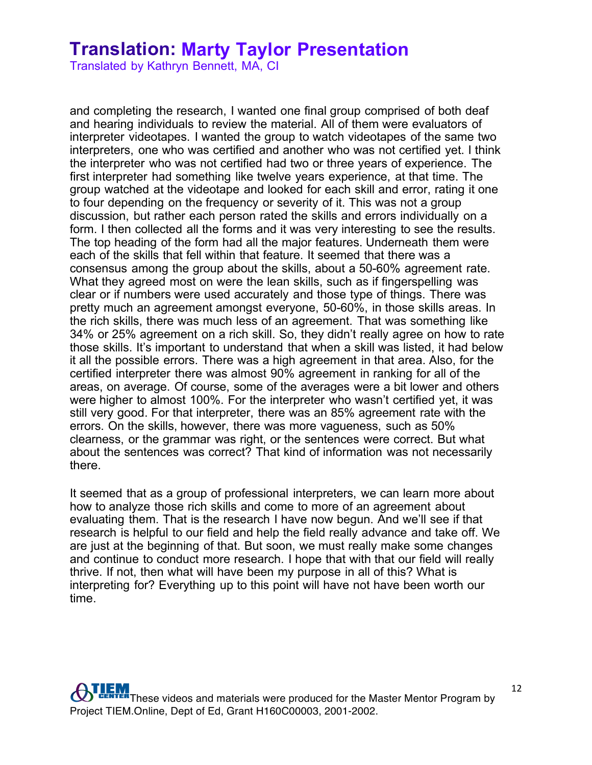and completing the research, I wanted one final group comprised of both deaf and hearing individuals to review the material. All of them were evaluators of interpreter videotapes. I wanted the group to watch videotapes of the same two interpreters, one who was certified and another who was not certified yet. I think the interpreter who was not certified had two or three years of experience. The first interpreter had something like twelve years experience, at that time. The group watched at the videotape and looked for each skill and error, rating it one to four depending on the frequency or severity of it. This was not a group discussion, but rather each person rated the skills and errors individually on a form. I then collected all the forms and it was very interesting to see the results. The top heading of the form had all the major features. Underneath them were each of the skills that fell within that feature. It seemed that there was a consensus among the group about the skills, about a 50-60% agreement rate. What they agreed most on were the lean skills, such as if fingerspelling was clear or if numbers were used accurately and those type of things. There was pretty much an agreement amongst everyone, 50-60%, in those skills areas. In the rich skills, there was much less of an agreement. That was something like 34% or 25% agreement on a rich skill. So, they didn't really agree on how to rate those skills. It's important to understand that when a skill was listed, it had below it all the possible errors. There was a high agreement in that area. Also, for the certified interpreter there was almost 90% agreement in ranking for all of the areas, on average. Of course, some of the averages were a bit lower and others were higher to almost 100%. For the interpreter who wasn't certified yet, it was still very good. For that interpreter, there was an 85% agreement rate with the errors. On the skills, however, there was more vagueness, such as 50% clearness, or the grammar was right, or the sentences were correct. But what about the sentences was correct? That kind of information was not necessarily there.

It seemed that as a group of professional interpreters, we can learn more about how to analyze those rich skills and come to more of an agreement about evaluating them. That is the research I have now begun. And we'll see if that research is helpful to our field and help the field really advance and take off. We are just at the beginning of that. But soon, we must really make some changes and continue to conduct more research. I hope that with that our field will really thrive. If not, then what will have been my purpose in all of this? What is interpreting for? Everything up to this point will have not have been worth our time.